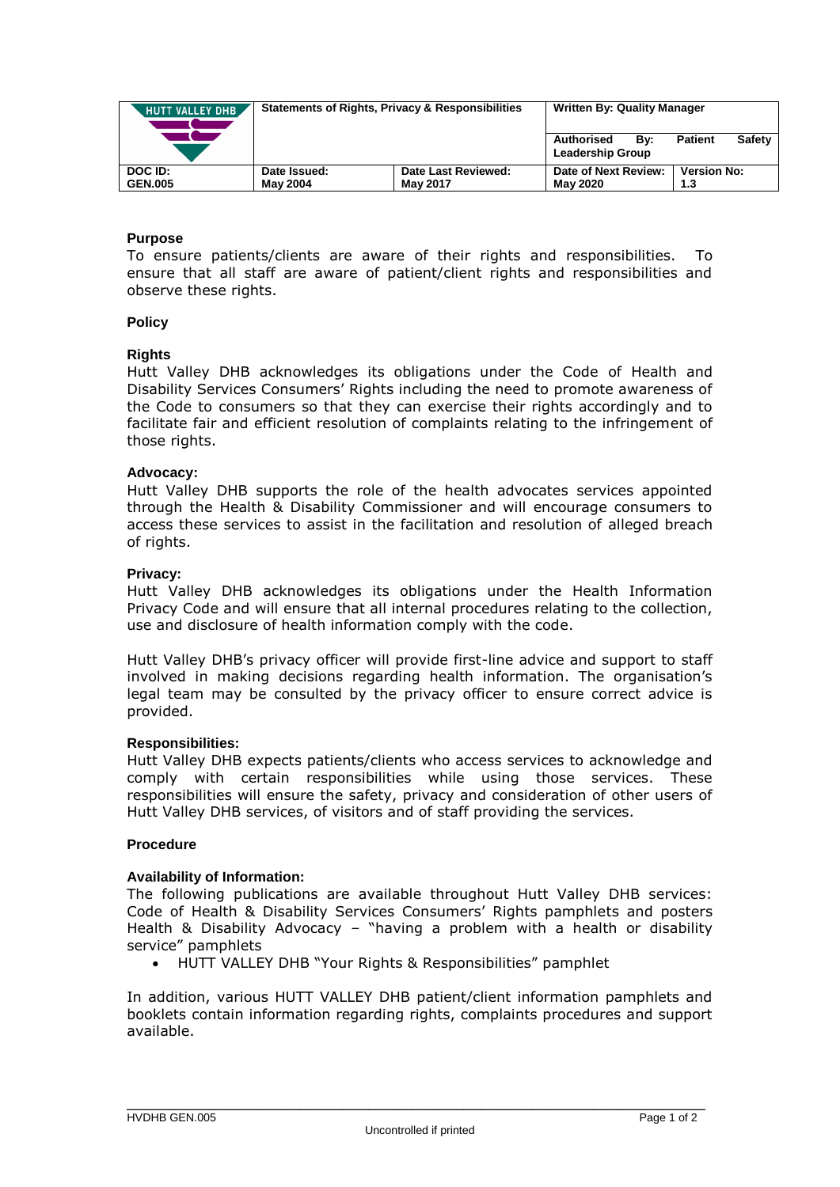| HUTT VALLEY DHB | Statements of Rights, Privacy & Responsibilities | | Written By: Quality Manager | |
|---|---|---|---|---|
| | | | Authorised By: Patient Safety Leadership Group | |
| DOC ID: GEN.005 | Date Issued: May 2004 | Date Last Reviewed: May 2017 | Date of Next Review: May 2020 | Version No: 1.3 |

## Purpose

To ensure patients/clients are aware of their rights and responsibilities. To ensure that all staff are aware of patient/client rights and responsibilities and observe these rights.

## Policy

### Rights

Hutt Valley DHB acknowledges its obligations under the Code of Health and Disability Services Consumers' Rights including the need to promote awareness of the Code to consumers so that they can exercise their rights accordingly and to facilitate fair and efficient resolution of complaints relating to the infringement of those rights.

### Advocacy:

Hutt Valley DHB supports the role of the health advocates services appointed through the Health & Disability Commissioner and will encourage consumers to access these services to assist in the facilitation and resolution of alleged breach of rights.

### Privacy:

Hutt Valley DHB acknowledges its obligations under the Health Information Privacy Code and will ensure that all internal procedures relating to the collection, use and disclosure of health information comply with the code.

Hutt Valley DHB's privacy officer will provide first-line advice and support to staff involved in making decisions regarding health information. The organisation's legal team may be consulted by the privacy officer to ensure correct advice is provided.

### Responsibilities:

Hutt Valley DHB expects patients/clients who access services to acknowledge and comply with certain responsibilities while using those services. These responsibilities will ensure the safety, privacy and consideration of other users of Hutt Valley DHB services, of visitors and of staff providing the services.

## Procedure

### Availability of Information:

The following publications are available throughout Hutt Valley DHB services: Code of Health & Disability Services Consumers' Rights pamphlets and posters Health & Disability Advocacy – "having a problem with a health or disability service" pamphlets

- HUTT VALLEY DHB "Your Rights & Responsibilities" pamphlet

In addition, various HUTT VALLEY DHB patient/client information pamphlets and booklets contain information regarding rights, complaints procedures and support available.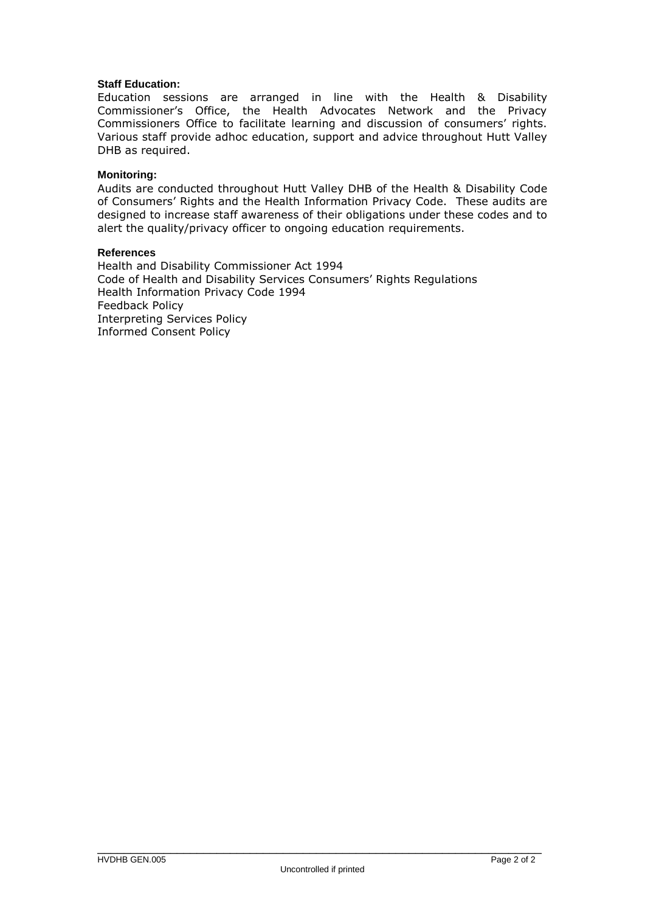**Staff Education:**

Education sessions are arranged in line with the Health & Disability Commissioner's Office, the Health Advocates Network and the Privacy Commissioners Office to facilitate learning and discussion of consumers' rights. Various staff provide adhoc education, support and advice throughout Hutt Valley DHB as required.

**Monitoring:**

Audits are conducted throughout Hutt Valley DHB of the Health & Disability Code of Consumers' Rights and the Health Information Privacy Code. These audits are designed to increase staff awareness of their obligations under these codes and to alert the quality/privacy officer to ongoing education requirements.

**References**

Health and Disability Commissioner Act 1994
Code of Health and Disability Services Consumers' Rights Regulations
Health Information Privacy Code 1994
Feedback Policy
Interpreting Services Policy
Informed Consent Policy